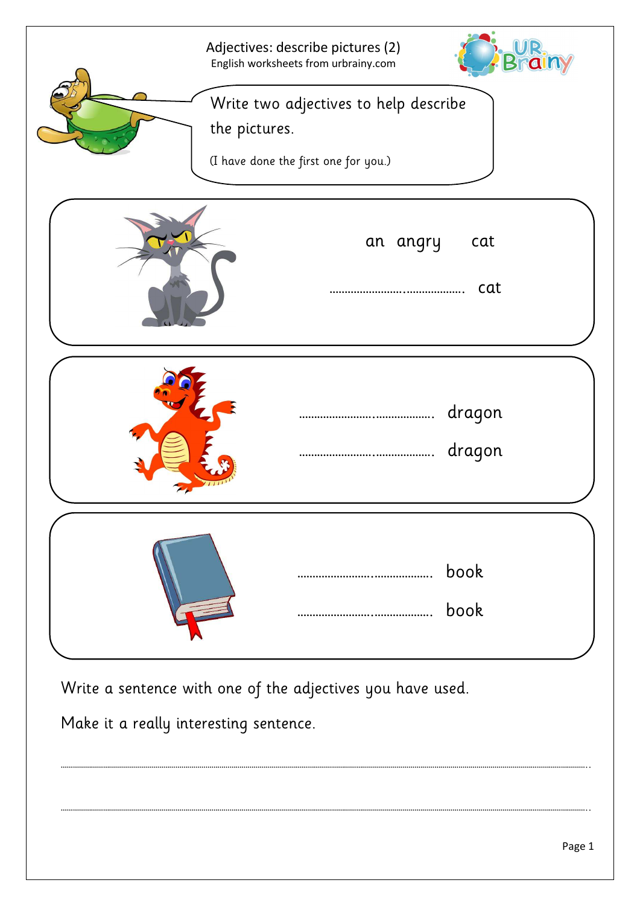# Adjectives: describe pictures (2)

English worksheets from urbrainy.com

Write two adjectives to help describe the pictures.

(I have done the first one for you.)

an angry cat

………………………….. cat

………………………….. dragon

………………………….. dragon

………………………….. book

………………………….. book

Write a sentence with one of the adjectives you have used.

Make it a really interesting sentence.

…………………………………………………………………………………………………………………….

…………………………………………………………………………………………………………………….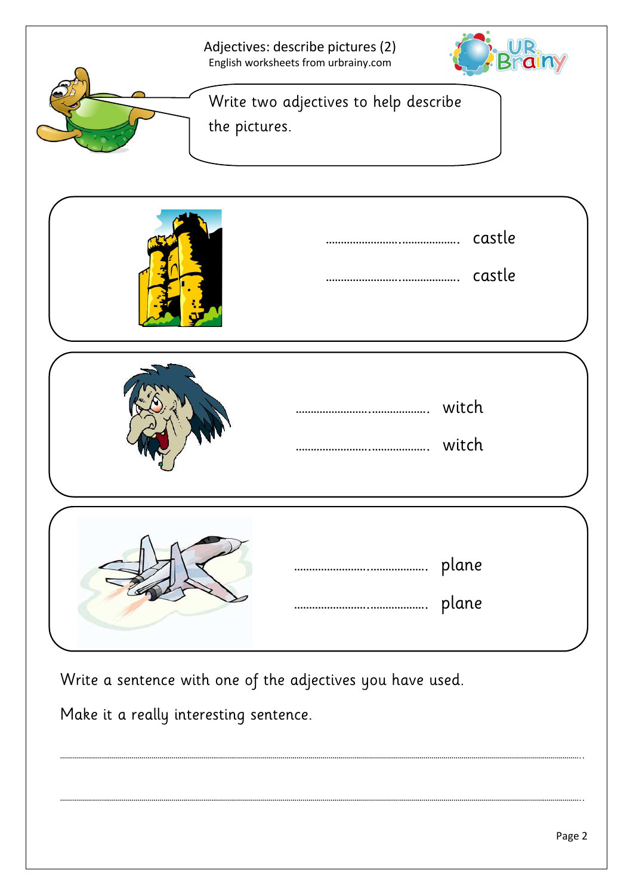# Adjectives: describe pictures (2)

English worksheets from urbrainy.com

Write two adjectives to help describe the pictures.

……………………………. castle

……………………………. castle

……………………………. witch

……………………………. witch

……………………………. plane

……………………………. plane

Write a sentence with one of the adjectives you have used.

Make it a really interesting sentence.

…………………………………………………………………………………………………………………………………

…………………………………………………………………………………………………………………………………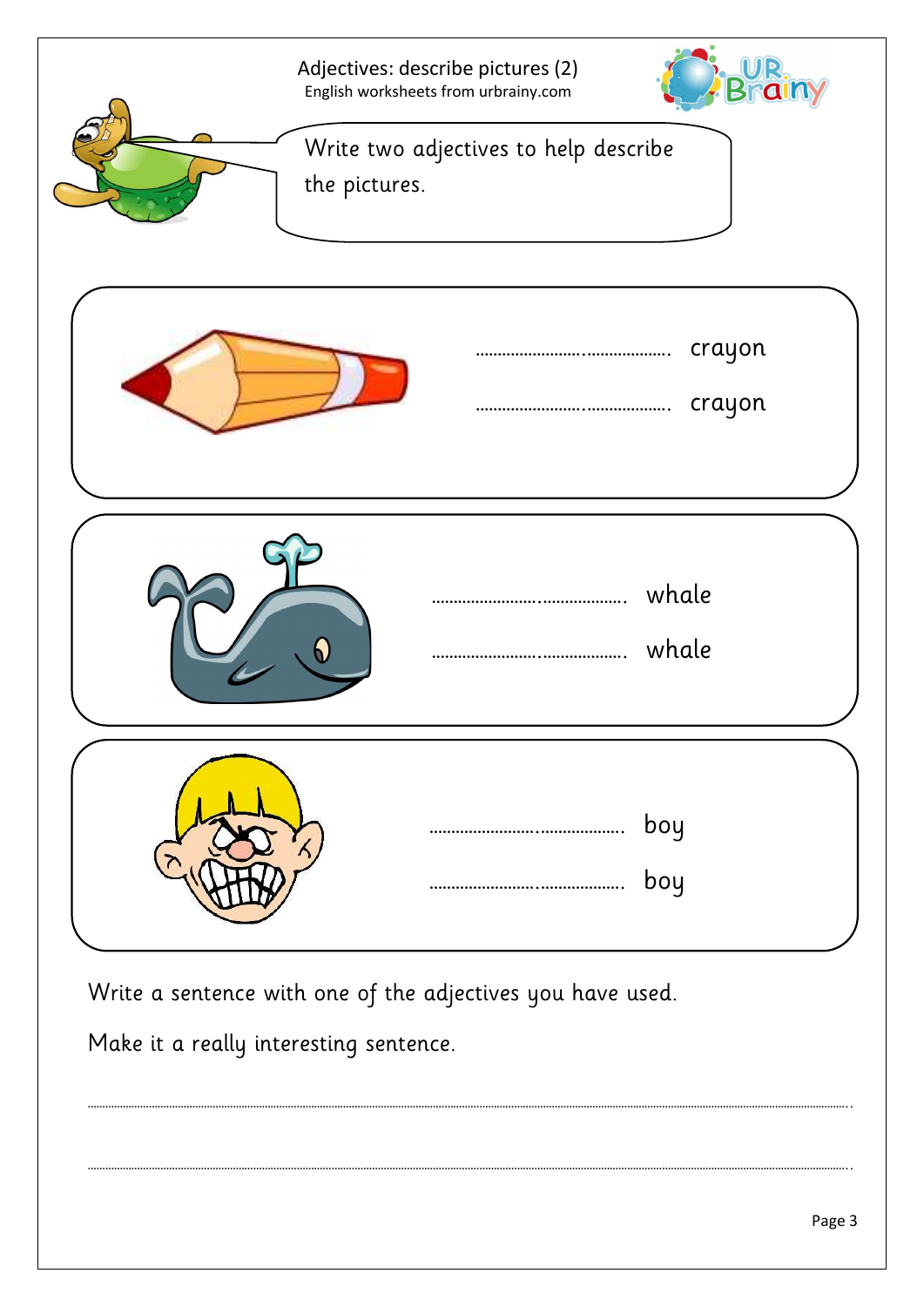# Adjectives: describe pictures (2)

English worksheets from urbrainy.com

Write two adjectives to help describe the pictures.

………………………………. crayon

………………………………. crayon

………………………………. whale

………………………………. whale

………………………………. boy

………………………………. boy

Write a sentence with one of the adjectives you have used.

Make it a really interesting sentence.

…………………………………………………………………………………………………………………………………………

…………………………………………………………………………………………………………………………………………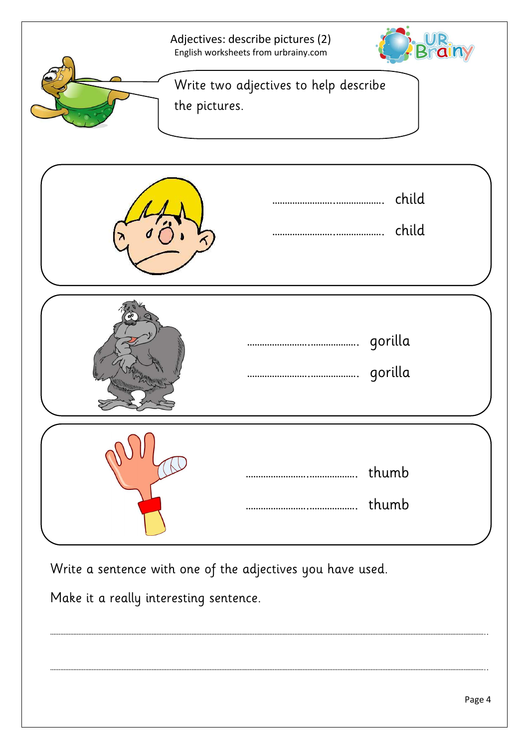# Adjectives: describe pictures (2)

English worksheets from urbrainy.com

Write two adjectives to help describe the pictures.

........................................ child

........................................ child

........................................ gorilla

........................................ gorilla

........................................ thumb

........................................ thumb

Write a sentence with one of the adjectives you have used.

Make it a really interesting sentence.

..........................................................................................................................................................................

..........................................................................................................................................................................